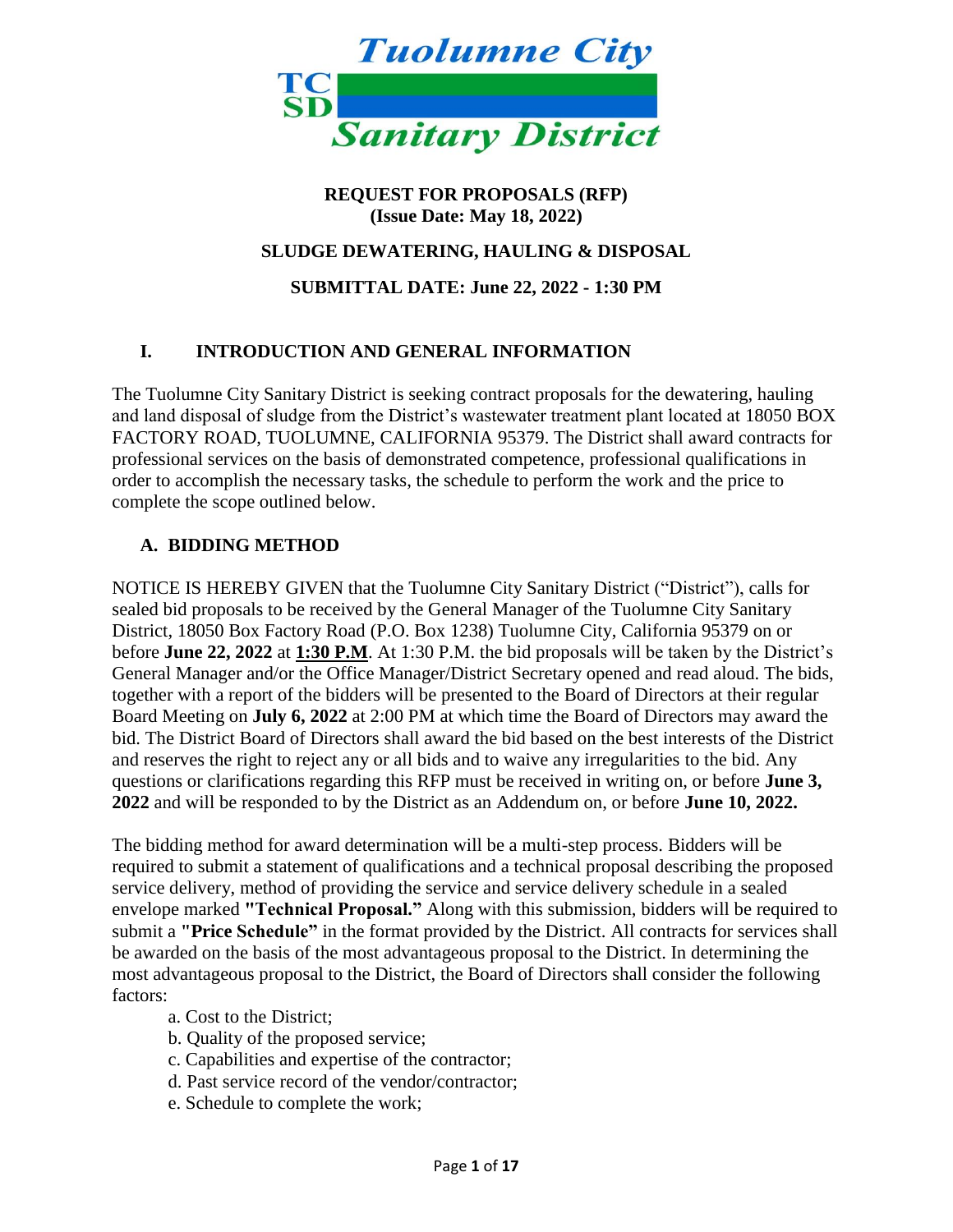Tuolumne City
TC
SD
Sanitary District

**REQUEST FOR PROPOSALS (RFP)**
**(Issue Date: May 18, 2022)**

**SLUDGE DEWATERING, HAULING & DISPOSAL**

**SUBMITTAL DATE: June 22, 2022 - 1:30 PM**

## I. INTRODUCTION AND GENERAL INFORMATION

The Tuolumne City Sanitary District is seeking contract proposals for the dewatering, hauling and land disposal of sludge from the District's wastewater treatment plant located at 18050 BOX FACTORY ROAD, TUOLUMNE, CALIFORNIA 95379. The District shall award contracts for professional services on the basis of demonstrated competence, professional qualifications in order to accomplish the necessary tasks, the schedule to perform the work and the price to complete the scope outlined below.

### A. BIDDING METHOD

NOTICE IS HEREBY GIVEN that the Tuolumne City Sanitary District ("District"), calls for sealed bid proposals to be received by the General Manager of the Tuolumne City Sanitary District, 18050 Box Factory Road (P.O. Box 1238) Tuolumne City, California 95379 on or before **June 22, 2022** at **1:30 P.M**. At 1:30 P.M. the bid proposals will be taken by the District's General Manager and/or the Office Manager/District Secretary opened and read aloud. The bids, together with a report of the bidders will be presented to the Board of Directors at their regular Board Meeting on **July 6, 2022** at 2:00 PM at which time the Board of Directors may award the bid. The District Board of Directors shall award the bid based on the best interests of the District and reserves the right to reject any or all bids and to waive any irregularities to the bid. Any questions or clarifications regarding this RFP must be received in writing on, or before **June 3, 2022** and will be responded to by the District as an Addendum on, or before **June 10, 2022.**

The bidding method for award determination will be a multi-step process. Bidders will be required to submit a statement of qualifications and a technical proposal describing the proposed service delivery, method of providing the service and service delivery schedule in a sealed envelope marked **"Technical Proposal."** Along with this submission, bidders will be required to submit a **"Price Schedule"** in the format provided by the District. All contracts for services shall be awarded on the basis of the most advantageous proposal to the District. In determining the most advantageous proposal to the District, the Board of Directors shall consider the following factors:

a. Cost to the District;
b. Quality of the proposed service;
c. Capabilities and expertise of the contractor;
d. Past service record of the vendor/contractor;
e. Schedule to complete the work;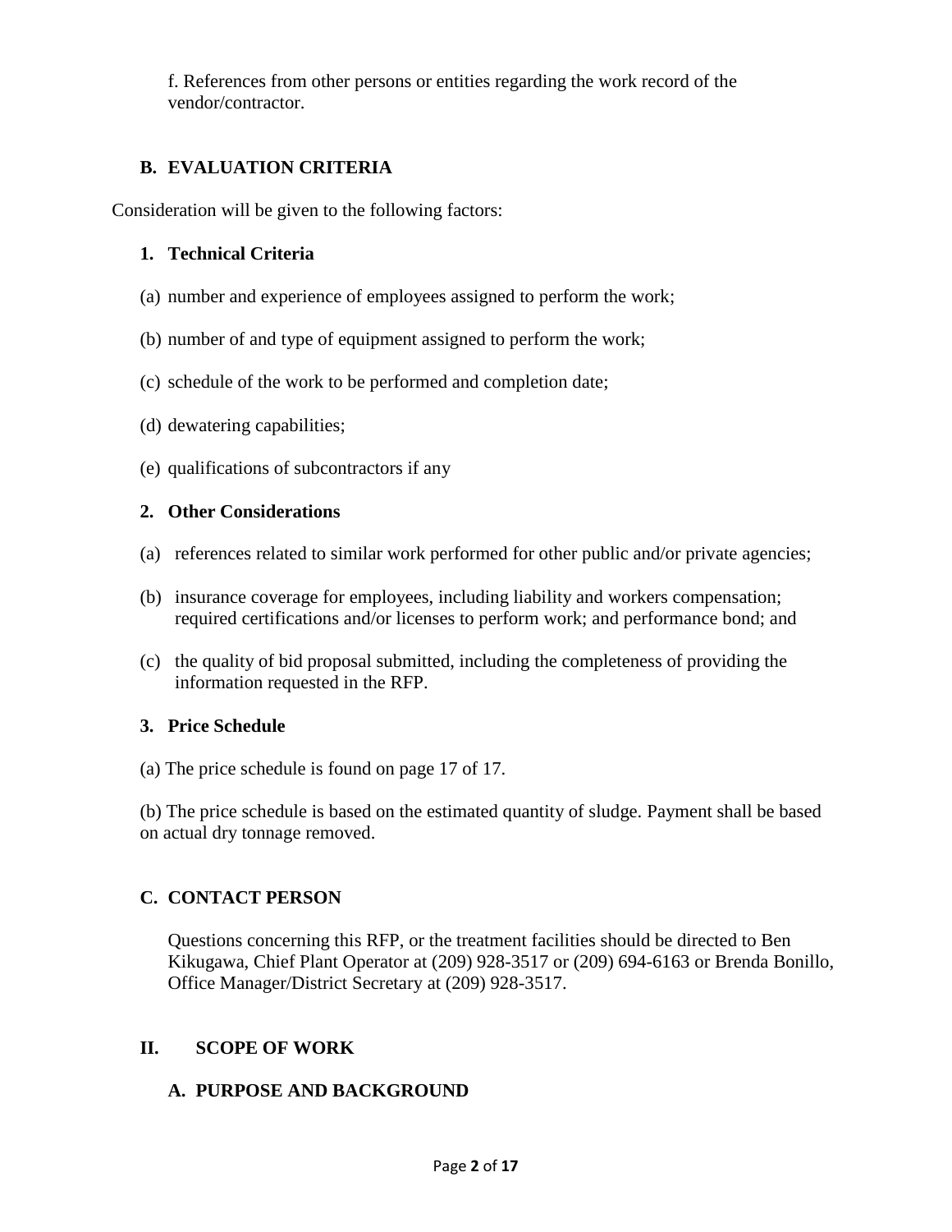f. References from other persons or entities regarding the work record of the vendor/contractor.

### B. EVALUATION CRITERIA

Consideration will be given to the following factors:

#### 1. Technical Criteria

(a) number and experience of employees assigned to perform the work;

(b) number of and type of equipment assigned to perform the work;

(c) schedule of the work to be performed and completion date;

(d) dewatering capabilities;

(e) qualifications of subcontractors if any

#### 2. Other Considerations

(a) references related to similar work performed for other public and/or private agencies;

(b) insurance coverage for employees, including liability and workers compensation; required certifications and/or licenses to perform work; and performance bond; and

(c) the quality of bid proposal submitted, including the completeness of providing the information requested in the RFP.

#### 3. Price Schedule

(a) The price schedule is found on page 17 of 17.

(b) The price schedule is based on the estimated quantity of sludge. Payment shall be based on actual dry tonnage removed.

### C. CONTACT PERSON

Questions concerning this RFP, or the treatment facilities should be directed to Ben Kikugawa, Chief Plant Operator at (209) 928-3517 or (209) 694-6163 or Brenda Bonillo, Office Manager/District Secretary at (209) 928-3517.

## II. SCOPE OF WORK

### A. PURPOSE AND BACKGROUND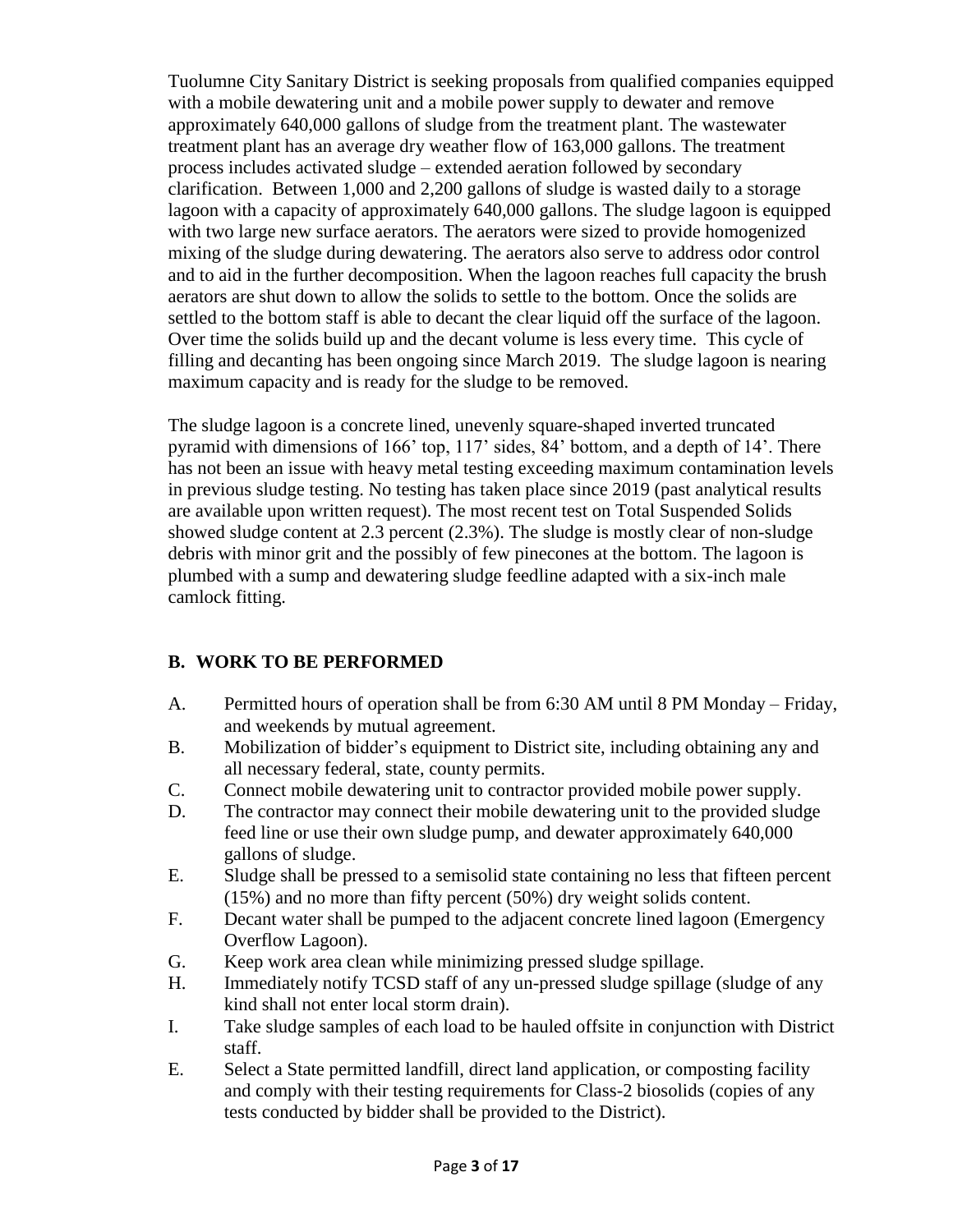Tuolumne City Sanitary District is seeking proposals from qualified companies equipped with a mobile dewatering unit and a mobile power supply to dewater and remove approximately 640,000 gallons of sludge from the treatment plant. The wastewater treatment plant has an average dry weather flow of 163,000 gallons. The treatment process includes activated sludge – extended aeration followed by secondary clarification. Between 1,000 and 2,200 gallons of sludge is wasted daily to a storage lagoon with a capacity of approximately 640,000 gallons. The sludge lagoon is equipped with two large new surface aerators. The aerators were sized to provide homogenized mixing of the sludge during dewatering. The aerators also serve to address odor control and to aid in the further decomposition. When the lagoon reaches full capacity the brush aerators are shut down to allow the solids to settle to the bottom. Once the solids are settled to the bottom staff is able to decant the clear liquid off the surface of the lagoon. Over time the solids build up and the decant volume is less every time. This cycle of filling and decanting has been ongoing since March 2019. The sludge lagoon is nearing maximum capacity and is ready for the sludge to be removed.

The sludge lagoon is a concrete lined, unevenly square-shaped inverted truncated pyramid with dimensions of 166' top, 117' sides, 84' bottom, and a depth of 14'. There has not been an issue with heavy metal testing exceeding maximum contamination levels in previous sludge testing. No testing has taken place since 2019 (past analytical results are available upon written request). The most recent test on Total Suspended Solids showed sludge content at 2.3 percent (2.3%). The sludge is mostly clear of non-sludge debris with minor grit and the possibly of few pinecones at the bottom. The lagoon is plumbed with a sump and dewatering sludge feedline adapted with a six-inch male camlock fitting.

## B. WORK TO BE PERFORMED

A. Permitted hours of operation shall be from 6:30 AM until 8 PM Monday – Friday, and weekends by mutual agreement.

B. Mobilization of bidder's equipment to District site, including obtaining any and all necessary federal, state, county permits.

C. Connect mobile dewatering unit to contractor provided mobile power supply.

D. The contractor may connect their mobile dewatering unit to the provided sludge feed line or use their own sludge pump, and dewater approximately 640,000 gallons of sludge.

E. Sludge shall be pressed to a semisolid state containing no less that fifteen percent (15%) and no more than fifty percent (50%) dry weight solids content.

F. Decant water shall be pumped to the adjacent concrete lined lagoon (Emergency Overflow Lagoon).

G. Keep work area clean while minimizing pressed sludge spillage.

H. Immediately notify TCSD staff of any un-pressed sludge spillage (sludge of any kind shall not enter local storm drain).

I. Take sludge samples of each load to be hauled offsite in conjunction with District staff.

E. Select a State permitted landfill, direct land application, or composting facility and comply with their testing requirements for Class-2 biosolids (copies of any tests conducted by bidder shall be provided to the District).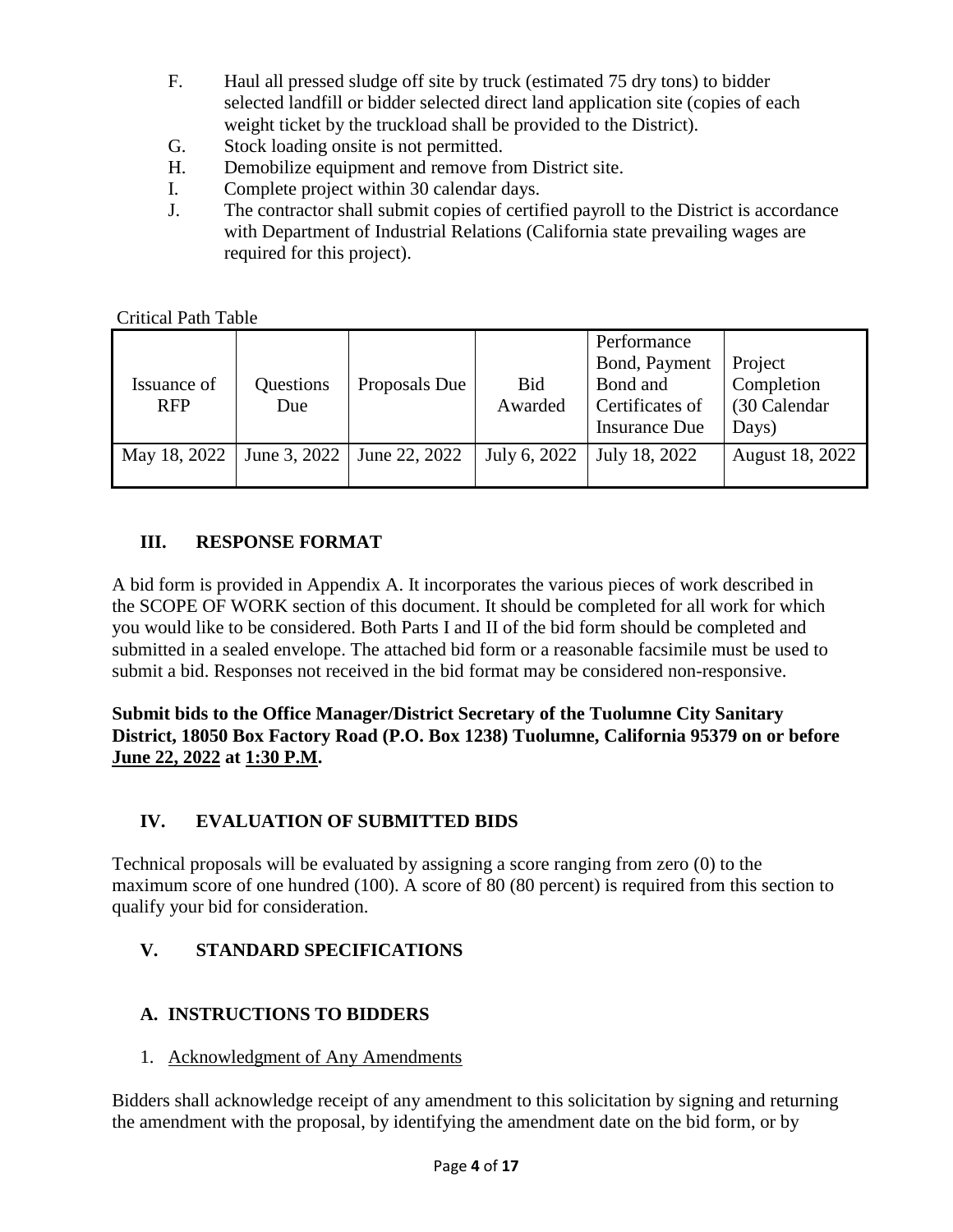F. Haul all pressed sludge off site by truck (estimated 75 dry tons) to bidder selected landfill or bidder selected direct land application site (copies of each weight ticket by the truckload shall be provided to the District).

G. Stock loading onsite is not permitted.

H. Demobilize equipment and remove from District site.

I. Complete project within 30 calendar days.

J. The contractor shall submit copies of certified payroll to the District is accordance with Department of Industrial Relations (California state prevailing wages are required for this project).

Critical Path Table

| Issuance of RFP | Questions Due | Proposals Due | Bid Awarded | Performance Bond, Payment Bond and Certificates of Insurance Due | Project Completion (30 Calendar Days) |
|---|---|---|---|---|---|
| May 18, 2022 | June 3, 2022 | June 22, 2022 | July 6, 2022 | July 18, 2022 | August 18, 2022 |

## III. RESPONSE FORMAT

A bid form is provided in Appendix A. It incorporates the various pieces of work described in the SCOPE OF WORK section of this document. It should be completed for all work for which you would like to be considered. Both Parts I and II of the bid form should be completed and submitted in a sealed envelope. The attached bid form or a reasonable facsimile must be used to submit a bid. Responses not received in the bid format may be considered non-responsive.

**Submit bids to the Office Manager/District Secretary of the Tuolumne City Sanitary District, 18050 Box Factory Road (P.O. Box 1238) Tuolumne, California 95379 on or before June 22, 2022 at 1:30 P.M.**

## IV. EVALUATION OF SUBMITTED BIDS

Technical proposals will be evaluated by assigning a score ranging from zero (0) to the maximum score of one hundred (100). A score of 80 (80 percent) is required from this section to qualify your bid for consideration.

## V. STANDARD SPECIFICATIONS

### A. INSTRUCTIONS TO BIDDERS

1. Acknowledgment of Any Amendments

Bidders shall acknowledge receipt of any amendment to this solicitation by signing and returning the amendment with the proposal, by identifying the amendment date on the bid form, or by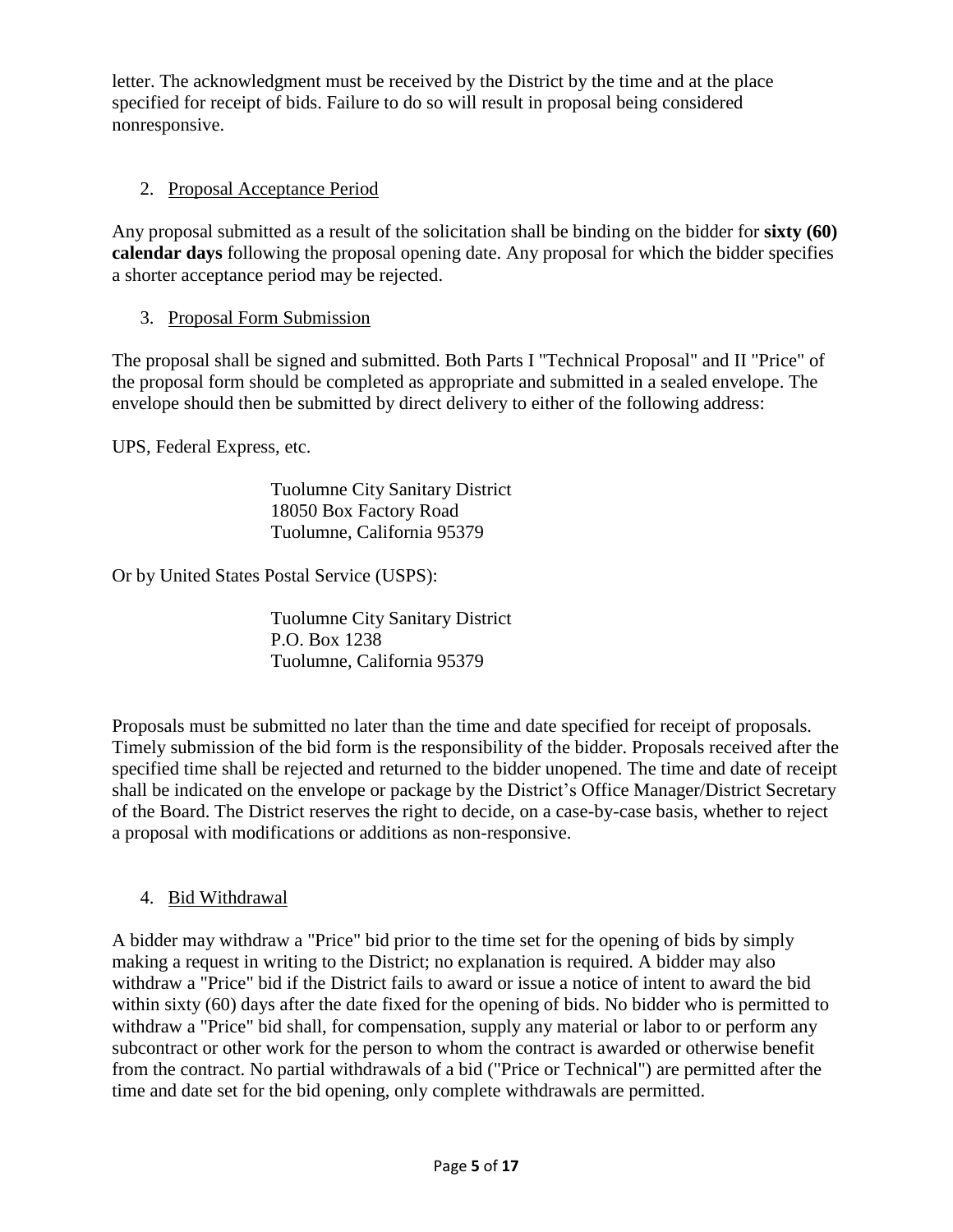letter. The acknowledgment must be received by the District by the time and at the place specified for receipt of bids. Failure to do so will result in proposal being considered nonresponsive.

2. Proposal Acceptance Period

Any proposal submitted as a result of the solicitation shall be binding on the bidder for **sixty (60) calendar days** following the proposal opening date. Any proposal for which the bidder specifies a shorter acceptance period may be rejected.

3. Proposal Form Submission

The proposal shall be signed and submitted. Both Parts I "Technical Proposal" and II "Price" of the proposal form should be completed as appropriate and submitted in a sealed envelope. The envelope should then be submitted by direct delivery to either of the following address:

UPS, Federal Express, etc.

> Tuolumne City Sanitary District
> 18050 Box Factory Road
> Tuolumne, California 95379

Or by United States Postal Service (USPS):

> Tuolumne City Sanitary District
> P.O. Box 1238
> Tuolumne, California 95379

Proposals must be submitted no later than the time and date specified for receipt of proposals. Timely submission of the bid form is the responsibility of the bidder. Proposals received after the specified time shall be rejected and returned to the bidder unopened. The time and date of receipt shall be indicated on the envelope or package by the District's Office Manager/District Secretary of the Board. The District reserves the right to decide, on a case-by-case basis, whether to reject a proposal with modifications or additions as non-responsive.

4. Bid Withdrawal

A bidder may withdraw a "Price" bid prior to the time set for the opening of bids by simply making a request in writing to the District; no explanation is required. A bidder may also withdraw a "Price" bid if the District fails to award or issue a notice of intent to award the bid within sixty (60) days after the date fixed for the opening of bids. No bidder who is permitted to withdraw a "Price" bid shall, for compensation, supply any material or labor to or perform any subcontract or other work for the person to whom the contract is awarded or otherwise benefit from the contract. No partial withdrawals of a bid ("Price or Technical") are permitted after the time and date set for the bid opening, only complete withdrawals are permitted.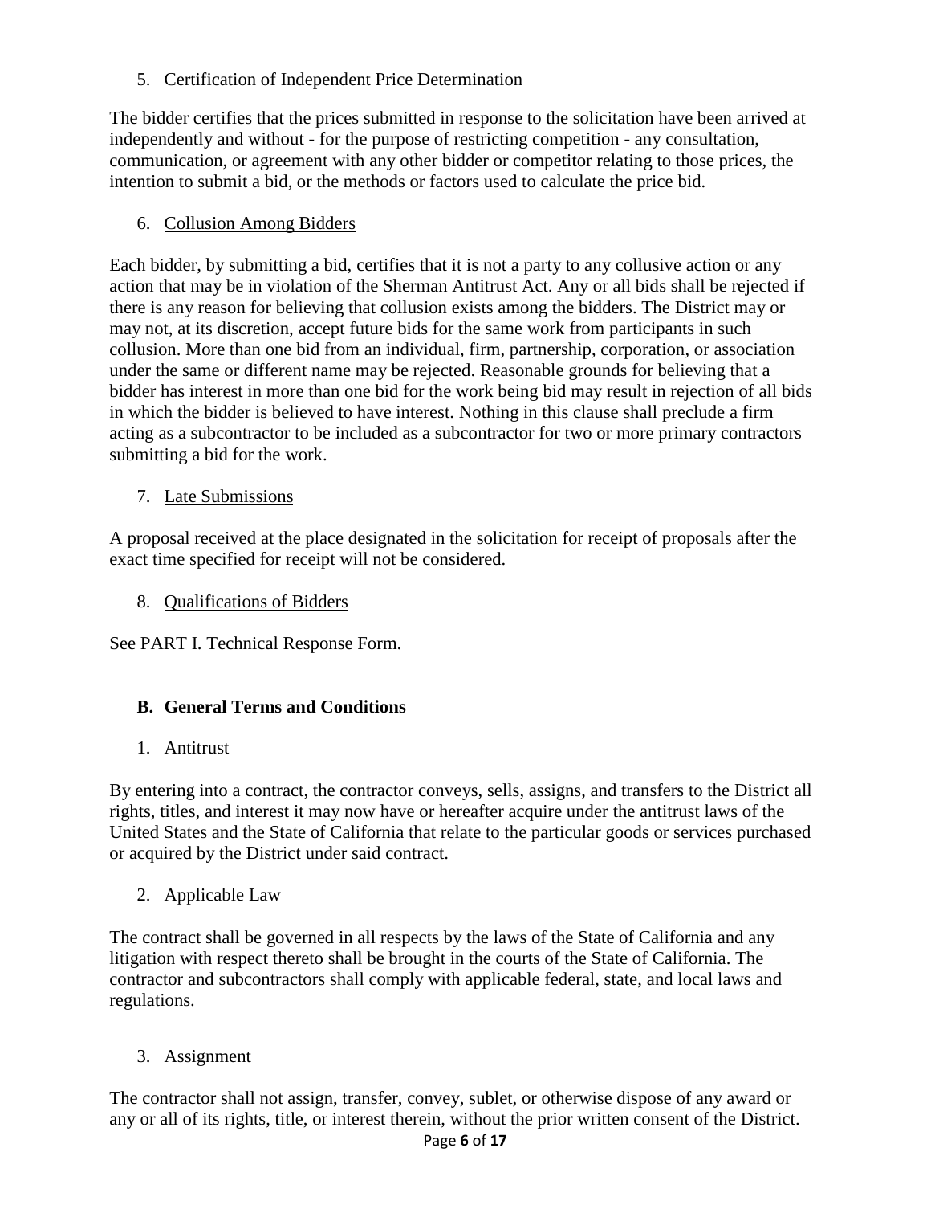5. Certification of Independent Price Determination

The bidder certifies that the prices submitted in response to the solicitation have been arrived at independently and without - for the purpose of restricting competition - any consultation, communication, or agreement with any other bidder or competitor relating to those prices, the intention to submit a bid, or the methods or factors used to calculate the price bid.

6. Collusion Among Bidders

Each bidder, by submitting a bid, certifies that it is not a party to any collusive action or any action that may be in violation of the Sherman Antitrust Act. Any or all bids shall be rejected if there is any reason for believing that collusion exists among the bidders. The District may or may not, at its discretion, accept future bids for the same work from participants in such collusion. More than one bid from an individual, firm, partnership, corporation, or association under the same or different name may be rejected. Reasonable grounds for believing that a bidder has interest in more than one bid for the work being bid may result in rejection of all bids in which the bidder is believed to have interest. Nothing in this clause shall preclude a firm acting as a subcontractor to be included as a subcontractor for two or more primary contractors submitting a bid for the work.

7. Late Submissions

A proposal received at the place designated in the solicitation for receipt of proposals after the exact time specified for receipt will not be considered.

8. Qualifications of Bidders

See PART I. Technical Response Form.

## B. General Terms and Conditions

1. Antitrust

By entering into a contract, the contractor conveys, sells, assigns, and transfers to the District all rights, titles, and interest it may now have or hereafter acquire under the antitrust laws of the United States and the State of California that relate to the particular goods or services purchased or acquired by the District under said contract.

2. Applicable Law

The contract shall be governed in all respects by the laws of the State of California and any litigation with respect thereto shall be brought in the courts of the State of California. The contractor and subcontractors shall comply with applicable federal, state, and local laws and regulations.

3. Assignment

The contractor shall not assign, transfer, convey, sublet, or otherwise dispose of any award or any or all of its rights, title, or interest therein, without the prior written consent of the District.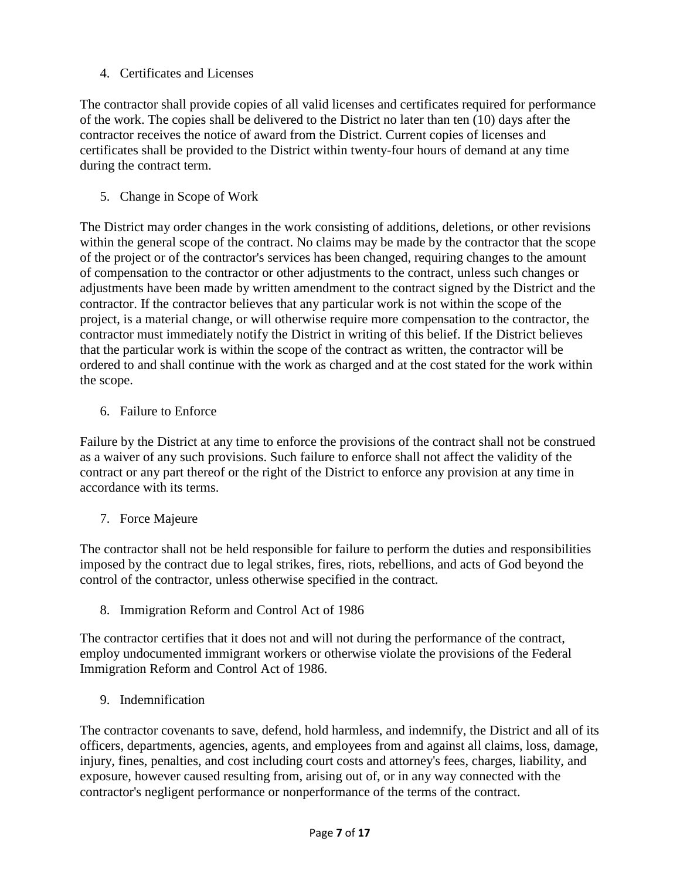4. Certificates and Licenses

The contractor shall provide copies of all valid licenses and certificates required for performance of the work. The copies shall be delivered to the District no later than ten (10) days after the contractor receives the notice of award from the District. Current copies of licenses and certificates shall be provided to the District within twenty-four hours of demand at any time during the contract term.

5. Change in Scope of Work

The District may order changes in the work consisting of additions, deletions, or other revisions within the general scope of the contract. No claims may be made by the contractor that the scope of the project or of the contractor's services has been changed, requiring changes to the amount of compensation to the contractor or other adjustments to the contract, unless such changes or adjustments have been made by written amendment to the contract signed by the District and the contractor. If the contractor believes that any particular work is not within the scope of the project, is a material change, or will otherwise require more compensation to the contractor, the contractor must immediately notify the District in writing of this belief. If the District believes that the particular work is within the scope of the contract as written, the contractor will be ordered to and shall continue with the work as charged and at the cost stated for the work within the scope.

6. Failure to Enforce

Failure by the District at any time to enforce the provisions of the contract shall not be construed as a waiver of any such provisions. Such failure to enforce shall not affect the validity of the contract or any part thereof or the right of the District to enforce any provision at any time in accordance with its terms.

7. Force Majeure

The contractor shall not be held responsible for failure to perform the duties and responsibilities imposed by the contract due to legal strikes, fires, riots, rebellions, and acts of God beyond the control of the contractor, unless otherwise specified in the contract.

8. Immigration Reform and Control Act of 1986

The contractor certifies that it does not and will not during the performance of the contract, employ undocumented immigrant workers or otherwise violate the provisions of the Federal Immigration Reform and Control Act of 1986.

9. Indemnification

The contractor covenants to save, defend, hold harmless, and indemnify, the District and all of its officers, departments, agencies, agents, and employees from and against all claims, loss, damage, injury, fines, penalties, and cost including court costs and attorney's fees, charges, liability, and exposure, however caused resulting from, arising out of, or in any way connected with the contractor's negligent performance or nonperformance of the terms of the contract.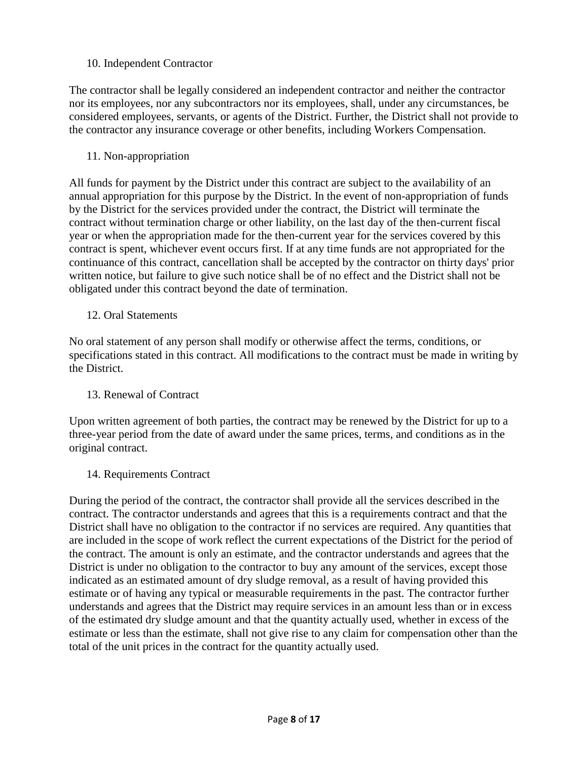10. Independent Contractor

The contractor shall be legally considered an independent contractor and neither the contractor nor its employees, nor any subcontractors nor its employees, shall, under any circumstances, be considered employees, servants, or agents of the District. Further, the District shall not provide to the contractor any insurance coverage or other benefits, including Workers Compensation.

11. Non-appropriation

All funds for payment by the District under this contract are subject to the availability of an annual appropriation for this purpose by the District. In the event of non-appropriation of funds by the District for the services provided under the contract, the District will terminate the contract without termination charge or other liability, on the last day of the then-current fiscal year or when the appropriation made for the then-current year for the services covered by this contract is spent, whichever event occurs first. If at any time funds are not appropriated for the continuance of this contract, cancellation shall be accepted by the contractor on thirty days' prior written notice, but failure to give such notice shall be of no effect and the District shall not be obligated under this contract beyond the date of termination.

12. Oral Statements

No oral statement of any person shall modify or otherwise affect the terms, conditions, or specifications stated in this contract. All modifications to the contract must be made in writing by the District.

13. Renewal of Contract

Upon written agreement of both parties, the contract may be renewed by the District for up to a three-year period from the date of award under the same prices, terms, and conditions as in the original contract.

14. Requirements Contract

During the period of the contract, the contractor shall provide all the services described in the contract. The contractor understands and agrees that this is a requirements contract and that the District shall have no obligation to the contractor if no services are required. Any quantities that are included in the scope of work reflect the current expectations of the District for the period of the contract. The amount is only an estimate, and the contractor understands and agrees that the District is under no obligation to the contractor to buy any amount of the services, except those indicated as an estimated amount of dry sludge removal, as a result of having provided this estimate or of having any typical or measurable requirements in the past. The contractor further understands and agrees that the District may require services in an amount less than or in excess of the estimated dry sludge amount and that the quantity actually used, whether in excess of the estimate or less than the estimate, shall not give rise to any claim for compensation other than the total of the unit prices in the contract for the quantity actually used.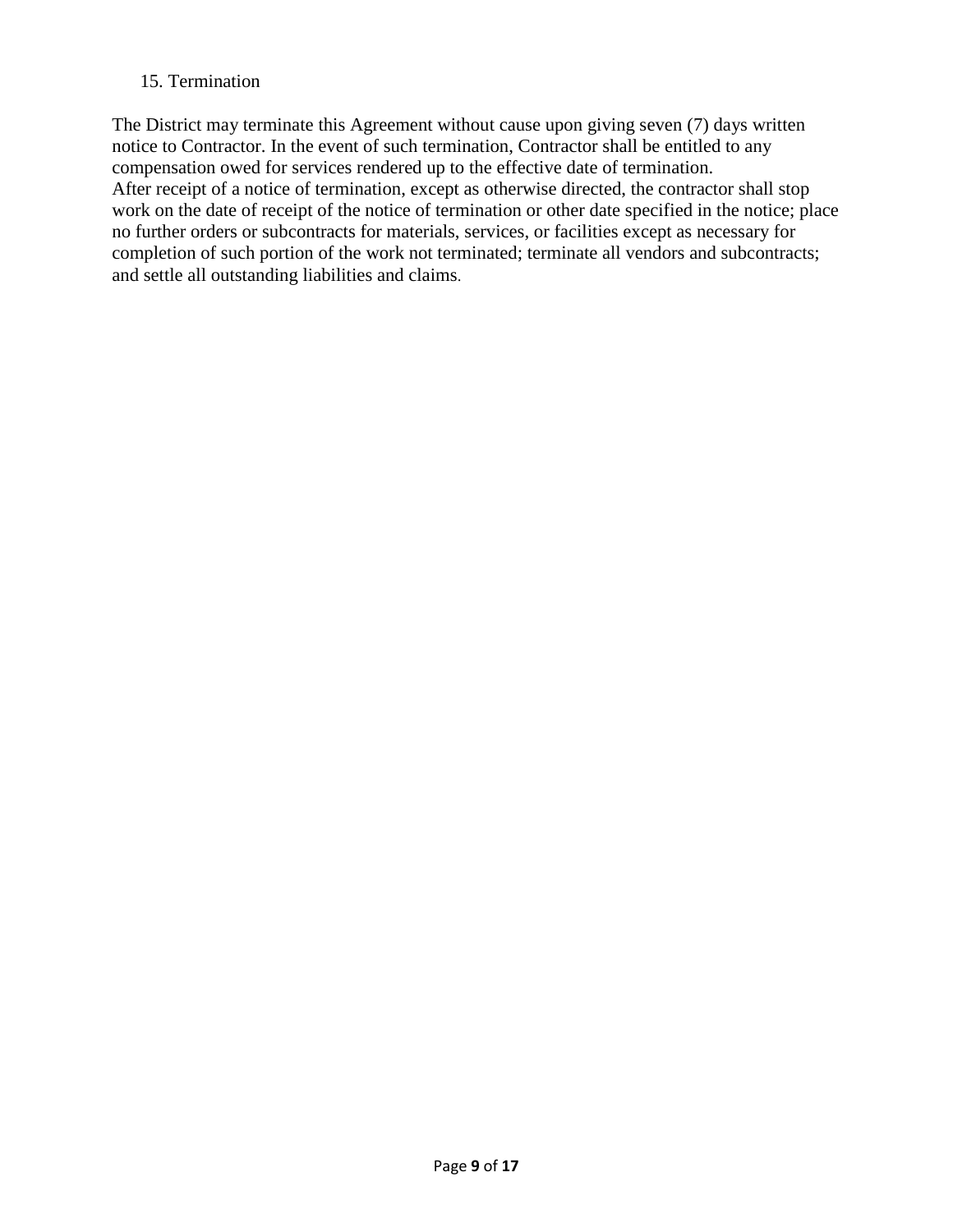15. Termination

The District may terminate this Agreement without cause upon giving seven (7) days written notice to Contractor. In the event of such termination, Contractor shall be entitled to any compensation owed for services rendered up to the effective date of termination.
After receipt of a notice of termination, except as otherwise directed, the contractor shall stop work on the date of receipt of the notice of termination or other date specified in the notice; place no further orders or subcontracts for materials, services, or facilities except as necessary for completion of such portion of the work not terminated; terminate all vendors and subcontracts; and settle all outstanding liabilities and claims.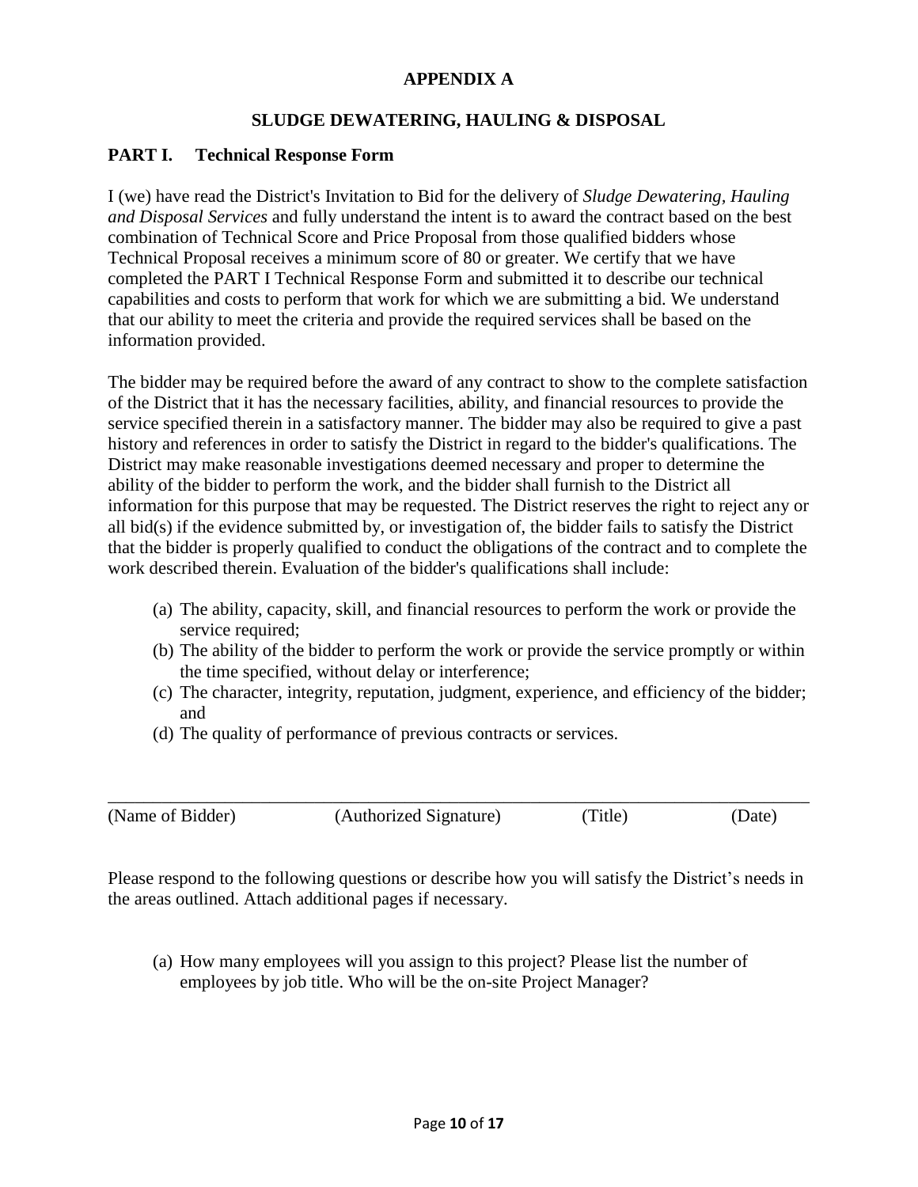# APPENDIX A

## SLUDGE DEWATERING, HAULING & DISPOSAL

### PART I. Technical Response Form

I (we) have read the District's Invitation to Bid for the delivery of *Sludge Dewatering, Hauling and Disposal Services* and fully understand the intent is to award the contract based on the best combination of Technical Score and Price Proposal from those qualified bidders whose Technical Proposal receives a minimum score of 80 or greater. We certify that we have completed the PART I Technical Response Form and submitted it to describe our technical capabilities and costs to perform that work for which we are submitting a bid. We understand that our ability to meet the criteria and provide the required services shall be based on the information provided.

The bidder may be required before the award of any contract to show to the complete satisfaction of the District that it has the necessary facilities, ability, and financial resources to provide the service specified therein in a satisfactory manner. The bidder may also be required to give a past history and references in order to satisfy the District in regard to the bidder's qualifications. The District may make reasonable investigations deemed necessary and proper to determine the ability of the bidder to perform the work, and the bidder shall furnish to the District all information for this purpose that may be requested. The District reserves the right to reject any or all bid(s) if the evidence submitted by, or investigation of, the bidder fails to satisfy the District that the bidder is properly qualified to conduct the obligations of the contract and to complete the work described therein. Evaluation of the bidder's qualifications shall include:

(a) The ability, capacity, skill, and financial resources to perform the work or provide the service required;
(b) The ability of the bidder to perform the work or provide the service promptly or within the time specified, without delay or interference;
(c) The character, integrity, reputation, judgment, experience, and efficiency of the bidder; and
(d) The quality of performance of previous contracts or services.

______________________________________________________________________________

(Name of Bidder)    (Authorized Signature)    (Title)    (Date)

Please respond to the following questions or describe how you will satisfy the District's needs in the areas outlined. Attach additional pages if necessary.

(a) How many employees will you assign to this project? Please list the number of employees by job title. Who will be the on-site Project Manager?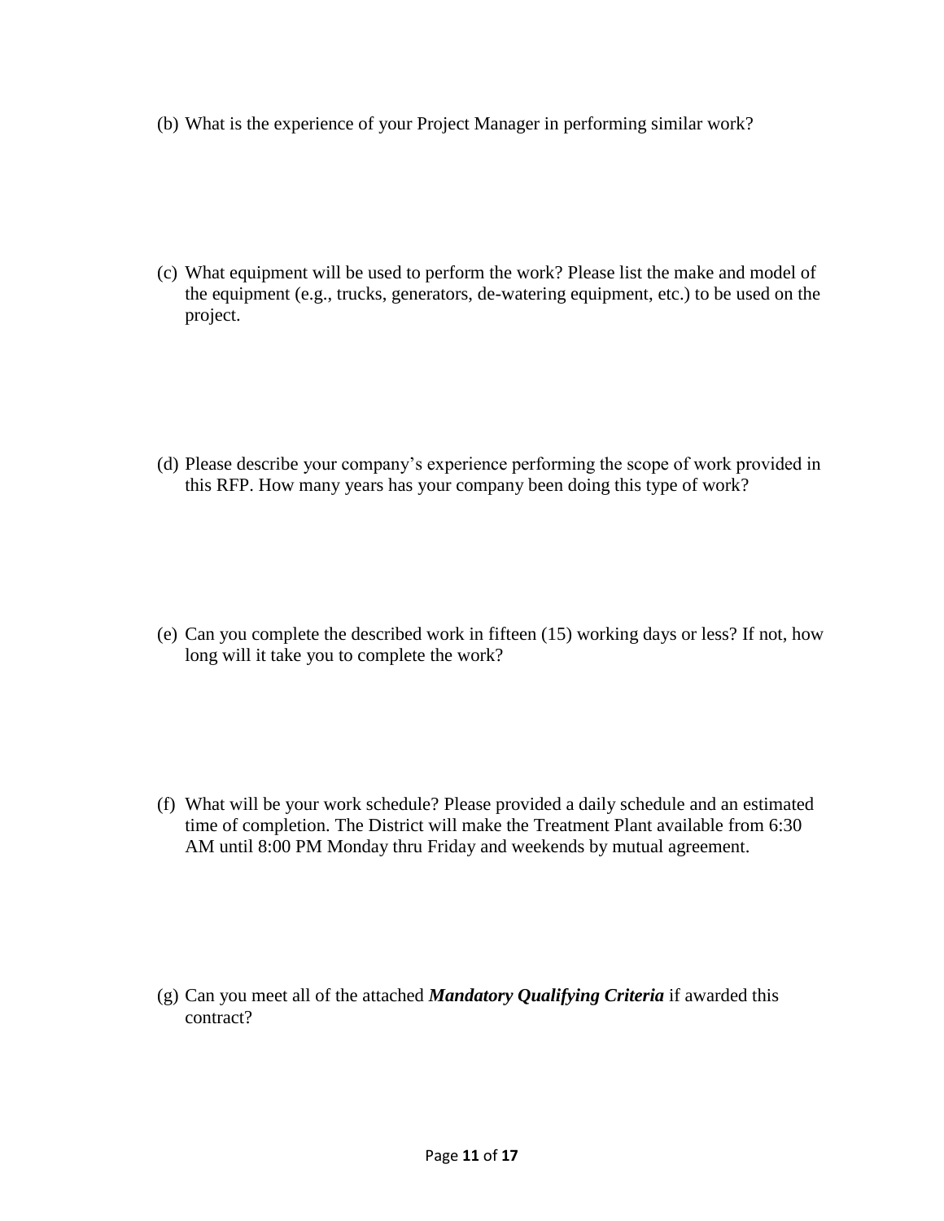(b) What is the experience of your Project Manager in performing similar work?

(c) What equipment will be used to perform the work? Please list the make and model of the equipment (e.g., trucks, generators, de-watering equipment, etc.) to be used on the project.

(d) Please describe your company's experience performing the scope of work provided in this RFP. How many years has your company been doing this type of work?

(e) Can you complete the described work in fifteen (15) working days or less? If not, how long will it take you to complete the work?

(f) What will be your work schedule? Please provided a daily schedule and an estimated time of completion. The District will make the Treatment Plant available from 6:30 AM until 8:00 PM Monday thru Friday and weekends by mutual agreement.

(g) Can you meet all of the attached ***Mandatory Qualifying Criteria*** if awarded this contract?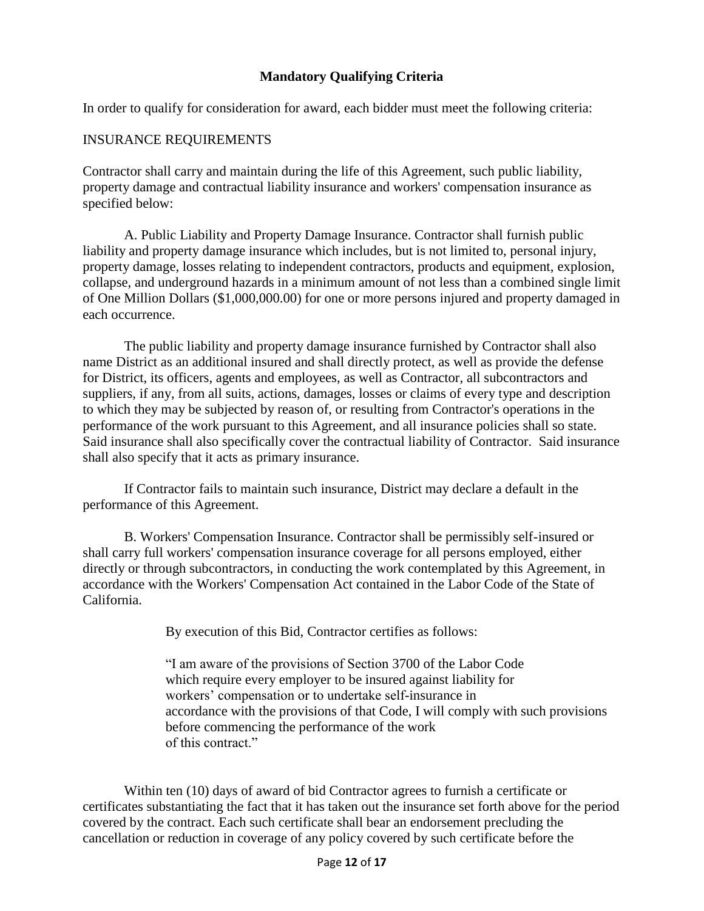## Mandatory Qualifying Criteria

In order to qualify for consideration for award, each bidder must meet the following criteria:

INSURANCE REQUIREMENTS

Contractor shall carry and maintain during the life of this Agreement, such public liability, property damage and contractual liability insurance and workers' compensation insurance as specified below:

A. Public Liability and Property Damage Insurance. Contractor shall furnish public liability and property damage insurance which includes, but is not limited to, personal injury, property damage, losses relating to independent contractors, products and equipment, explosion, collapse, and underground hazards in a minimum amount of not less than a combined single limit of One Million Dollars ($1,000,000.00) for one or more persons injured and property damaged in each occurrence.

The public liability and property damage insurance furnished by Contractor shall also name District as an additional insured and shall directly protect, as well as provide the defense for District, its officers, agents and employees, as well as Contractor, all subcontractors and suppliers, if any, from all suits, actions, damages, losses or claims of every type and description to which they may be subjected by reason of, or resulting from Contractor's operations in the performance of the work pursuant to this Agreement, and all insurance policies shall so state. Said insurance shall also specifically cover the contractual liability of Contractor. Said insurance shall also specify that it acts as primary insurance.

If Contractor fails to maintain such insurance, District may declare a default in the performance of this Agreement.

B. Workers' Compensation Insurance. Contractor shall be permissibly self-insured or shall carry full workers' compensation insurance coverage for all persons employed, either directly or through subcontractors, in conducting the work contemplated by this Agreement, in accordance with the Workers' Compensation Act contained in the Labor Code of the State of California.

> By execution of this Bid, Contractor certifies as follows:
>
> "I am aware of the provisions of Section 3700 of the Labor Code which require every employer to be insured against liability for workers' compensation or to undertake self-insurance in accordance with the provisions of that Code, I will comply with such provisions before commencing the performance of the work of this contract."

Within ten (10) days of award of bid Contractor agrees to furnish a certificate or certificates substantiating the fact that it has taken out the insurance set forth above for the period covered by the contract. Each such certificate shall bear an endorsement precluding the cancellation or reduction in coverage of any policy covered by such certificate before the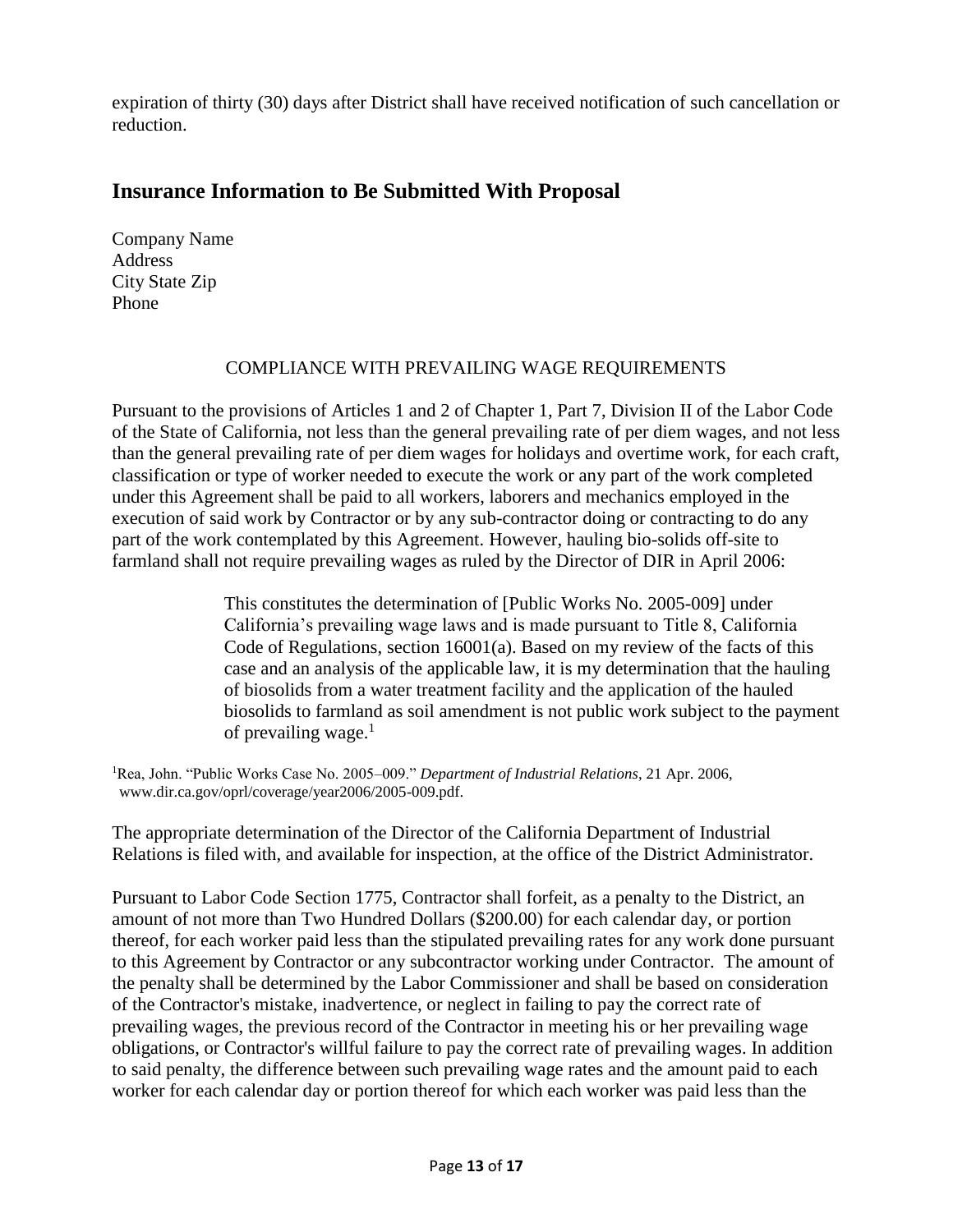expiration of thirty (30) days after District shall have received notification of such cancellation or reduction.

## Insurance Information to Be Submitted With Proposal

Company Name
Address
City State Zip
Phone

COMPLIANCE WITH PREVAILING WAGE REQUIREMENTS

Pursuant to the provisions of Articles 1 and 2 of Chapter 1, Part 7, Division II of the Labor Code of the State of California, not less than the general prevailing rate of per diem wages, and not less than the general prevailing rate of per diem wages for holidays and overtime work, for each craft, classification or type of worker needed to execute the work or any part of the work completed under this Agreement shall be paid to all workers, laborers and mechanics employed in the execution of said work by Contractor or by any sub-contractor doing or contracting to do any part of the work contemplated by this Agreement. However, hauling bio-solids off-site to farmland shall not require prevailing wages as ruled by the Director of DIR in April 2006:

> This constitutes the determination of [Public Works No. 2005-009] under California's prevailing wage laws and is made pursuant to Title 8, California Code of Regulations, section 16001(a). Based on my review of the facts of this case and an analysis of the applicable law, it is my determination that the hauling of biosolids from a water treatment facility and the application of the hauled biosolids to farmland as soil amendment is not public work subject to the payment of prevailing wage.[1]

[1]Rea, John. "Public Works Case No. 2005–009." *Department of Industrial Relations*, 21 Apr. 2006, www.dir.ca.gov/oprl/coverage/year2006/2005-009.pdf.

The appropriate determination of the Director of the California Department of Industrial Relations is filed with, and available for inspection, at the office of the District Administrator.

Pursuant to Labor Code Section 1775, Contractor shall forfeit, as a penalty to the District, an amount of not more than Two Hundred Dollars ($200.00) for each calendar day, or portion thereof, for each worker paid less than the stipulated prevailing rates for any work done pursuant to this Agreement by Contractor or any subcontractor working under Contractor. The amount of the penalty shall be determined by the Labor Commissioner and shall be based on consideration of the Contractor's mistake, inadvertence, or neglect in failing to pay the correct rate of prevailing wages, the previous record of the Contractor in meeting his or her prevailing wage obligations, or Contractor's willful failure to pay the correct rate of prevailing wages. In addition to said penalty, the difference between such prevailing wage rates and the amount paid to each worker for each calendar day or portion thereof for which each worker was paid less than the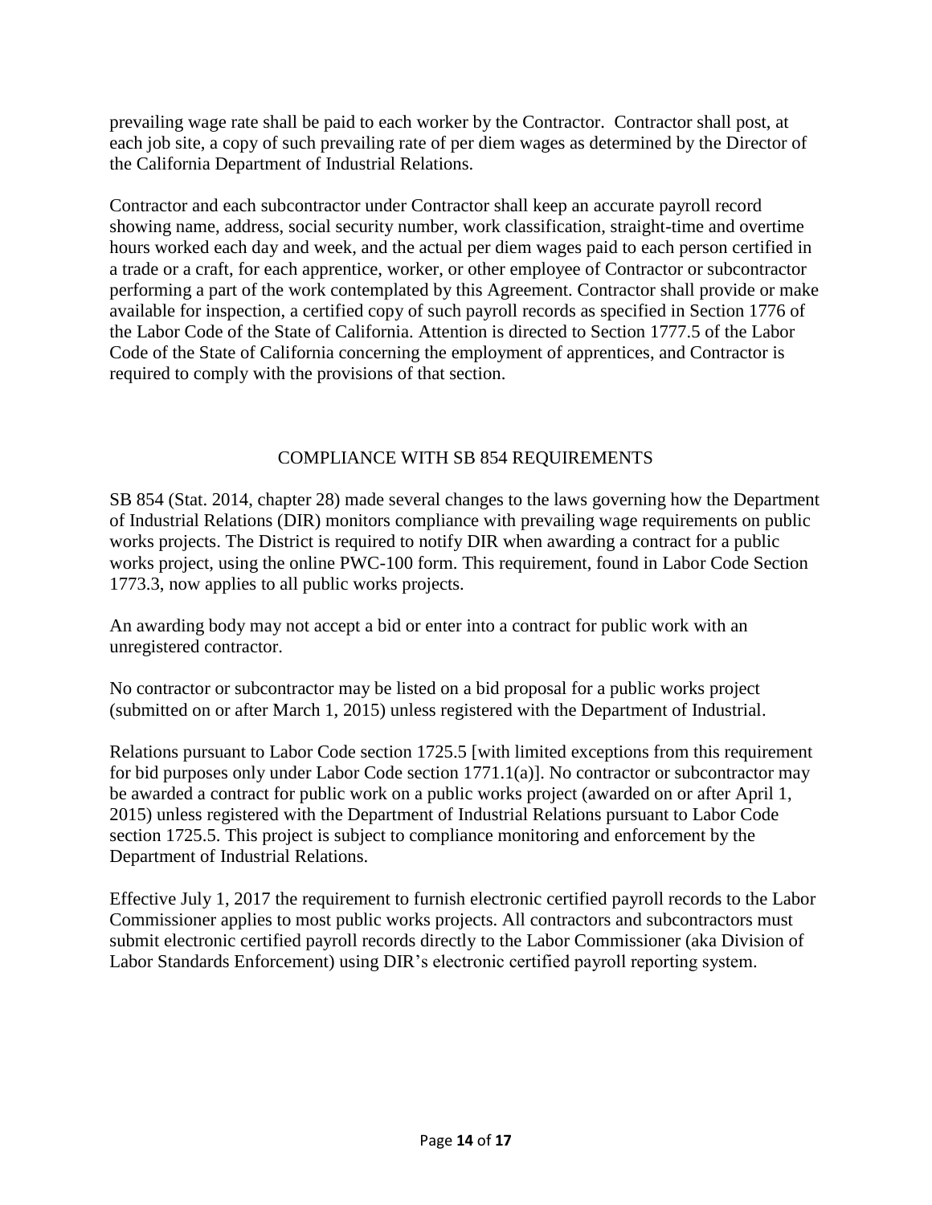prevailing wage rate shall be paid to each worker by the Contractor. Contractor shall post, at each job site, a copy of such prevailing rate of per diem wages as determined by the Director of the California Department of Industrial Relations.

Contractor and each subcontractor under Contractor shall keep an accurate payroll record showing name, address, social security number, work classification, straight-time and overtime hours worked each day and week, and the actual per diem wages paid to each person certified in a trade or a craft, for each apprentice, worker, or other employee of Contractor or subcontractor performing a part of the work contemplated by this Agreement. Contractor shall provide or make available for inspection, a certified copy of such payroll records as specified in Section 1776 of the Labor Code of the State of California. Attention is directed to Section 1777.5 of the Labor Code of the State of California concerning the employment of apprentices, and Contractor is required to comply with the provisions of that section.

## COMPLIANCE WITH SB 854 REQUIREMENTS

SB 854 (Stat. 2014, chapter 28) made several changes to the laws governing how the Department of Industrial Relations (DIR) monitors compliance with prevailing wage requirements on public works projects. The District is required to notify DIR when awarding a contract for a public works project, using the online PWC-100 form. This requirement, found in Labor Code Section 1773.3, now applies to all public works projects.

An awarding body may not accept a bid or enter into a contract for public work with an unregistered contractor.

No contractor or subcontractor may be listed on a bid proposal for a public works project (submitted on or after March 1, 2015) unless registered with the Department of Industrial.

Relations pursuant to Labor Code section 1725.5 [with limited exceptions from this requirement for bid purposes only under Labor Code section 1771.1(a)]. No contractor or subcontractor may be awarded a contract for public work on a public works project (awarded on or after April 1, 2015) unless registered with the Department of Industrial Relations pursuant to Labor Code section 1725.5. This project is subject to compliance monitoring and enforcement by the Department of Industrial Relations.

Effective July 1, 2017 the requirement to furnish electronic certified payroll records to the Labor Commissioner applies to most public works projects. All contractors and subcontractors must submit electronic certified payroll records directly to the Labor Commissioner (aka Division of Labor Standards Enforcement) using DIR's electronic certified payroll reporting system.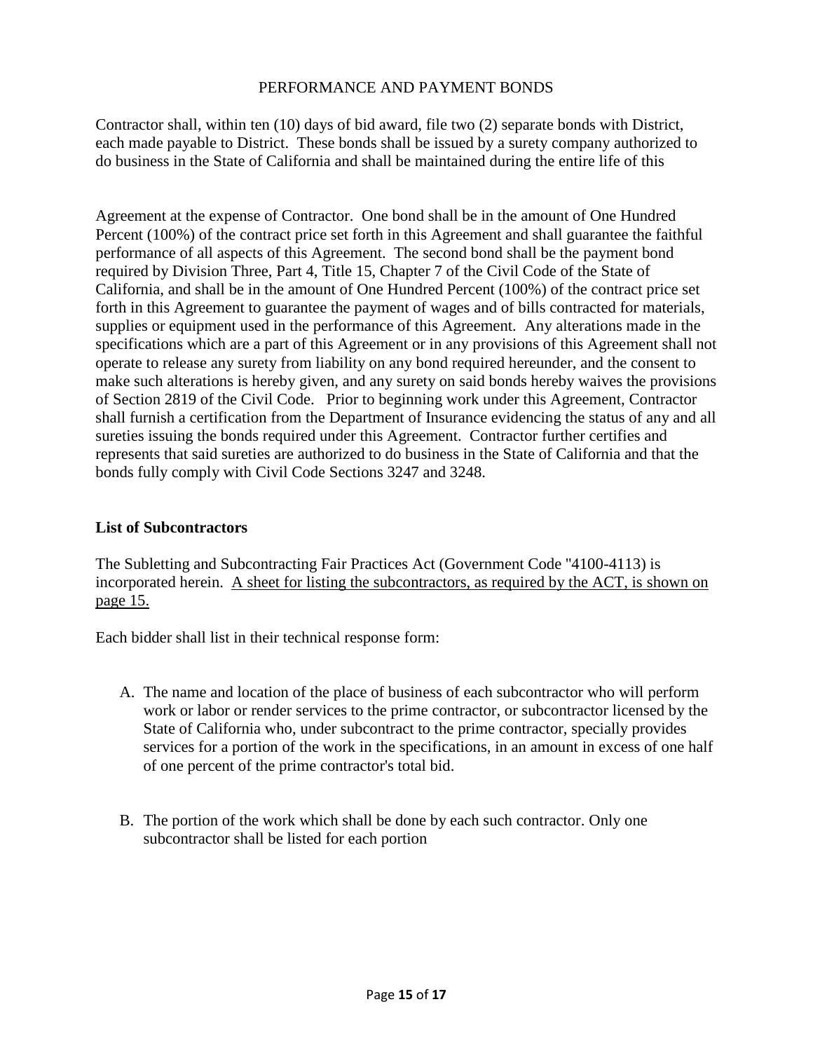PERFORMANCE AND PAYMENT BONDS

Contractor shall, within ten (10) days of bid award, file two (2) separate bonds with District, each made payable to District. These bonds shall be issued by a surety company authorized to do business in the State of California and shall be maintained during the entire life of this

Agreement at the expense of Contractor. One bond shall be in the amount of One Hundred Percent (100%) of the contract price set forth in this Agreement and shall guarantee the faithful performance of all aspects of this Agreement. The second bond shall be the payment bond required by Division Three, Part 4, Title 15, Chapter 7 of the Civil Code of the State of California, and shall be in the amount of One Hundred Percent (100%) of the contract price set forth in this Agreement to guarantee the payment of wages and of bills contracted for materials, supplies or equipment used in the performance of this Agreement. Any alterations made in the specifications which are a part of this Agreement or in any provisions of this Agreement shall not operate to release any surety from liability on any bond required hereunder, and the consent to make such alterations is hereby given, and any surety on said bonds hereby waives the provisions of Section 2819 of the Civil Code. Prior to beginning work under this Agreement, Contractor shall furnish a certification from the Department of Insurance evidencing the status of any and all sureties issuing the bonds required under this Agreement. Contractor further certifies and represents that said sureties are authorized to do business in the State of California and that the bonds fully comply with Civil Code Sections 3247 and 3248.

**List of Subcontractors**

The Subletting and Subcontracting Fair Practices Act (Government Code "4100-4113) is incorporated herein. A sheet for listing the subcontractors, as required by the ACT, is shown on page 15.

Each bidder shall list in their technical response form:

A. The name and location of the place of business of each subcontractor who will perform work or labor or render services to the prime contractor, or subcontractor licensed by the State of California who, under subcontract to the prime contractor, specially provides services for a portion of the work in the specifications, in an amount in excess of one half of one percent of the prime contractor's total bid.

B. The portion of the work which shall be done by each such contractor. Only one subcontractor shall be listed for each portion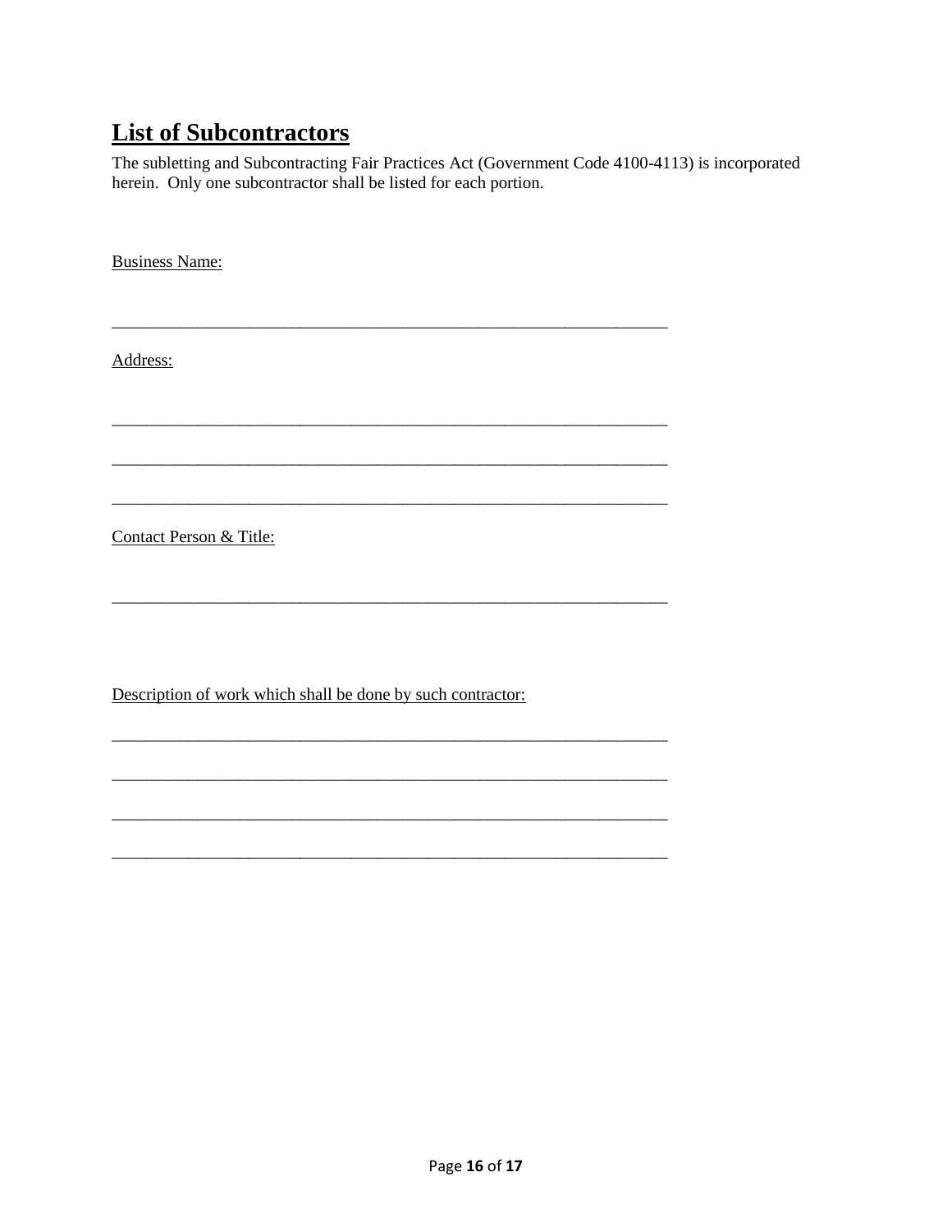## List of Subcontractors

The subletting and Subcontracting Fair Practices Act (Government Code 4100-4113) is incorporated herein. Only one subcontractor shall be listed for each portion.

Business Name:

_________________________________________________________________

Address:

_________________________________________________________________

_________________________________________________________________

_________________________________________________________________

Contact Person & Title:

_________________________________________________________________

Description of work which shall be done by such contractor:

_________________________________________________________________

_________________________________________________________________

_________________________________________________________________

_________________________________________________________________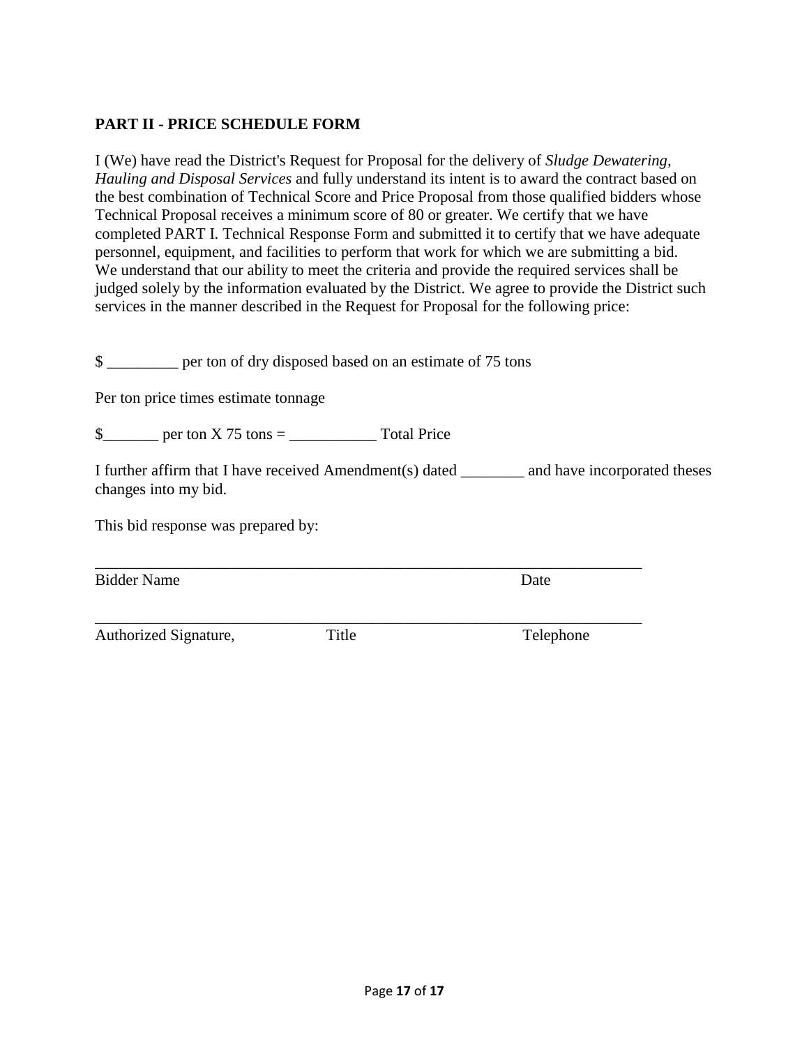**PART II - PRICE SCHEDULE FORM**

I (We) have read the District's Request for Proposal for the delivery of *Sludge Dewatering, Hauling and Disposal Services* and fully understand its intent is to award the contract based on the best combination of Technical Score and Price Proposal from those qualified bidders whose Technical Proposal receives a minimum score of 80 or greater. We certify that we have completed PART I. Technical Response Form and submitted it to certify that we have adequate personnel, equipment, and facilities to perform that work for which we are submitting a bid. We understand that our ability to meet the criteria and provide the required services shall be judged solely by the information evaluated by the District. We agree to provide the District such services in the manner described in the Request for Proposal for the following price:

$ _________ per ton of dry disposed based on an estimate of 75 tons

Per ton price times estimate tonnage

$_______ per ton X 75 tons = ___________ Total Price

I further affirm that I have received Amendment(s) dated ________ and have incorporated theses changes into my bid.

This bid response was prepared by:

______________________________________________________________________

Bidder Name                                                                 Date

______________________________________________________________________

Authorized Signature,                 Title                                 Telephone